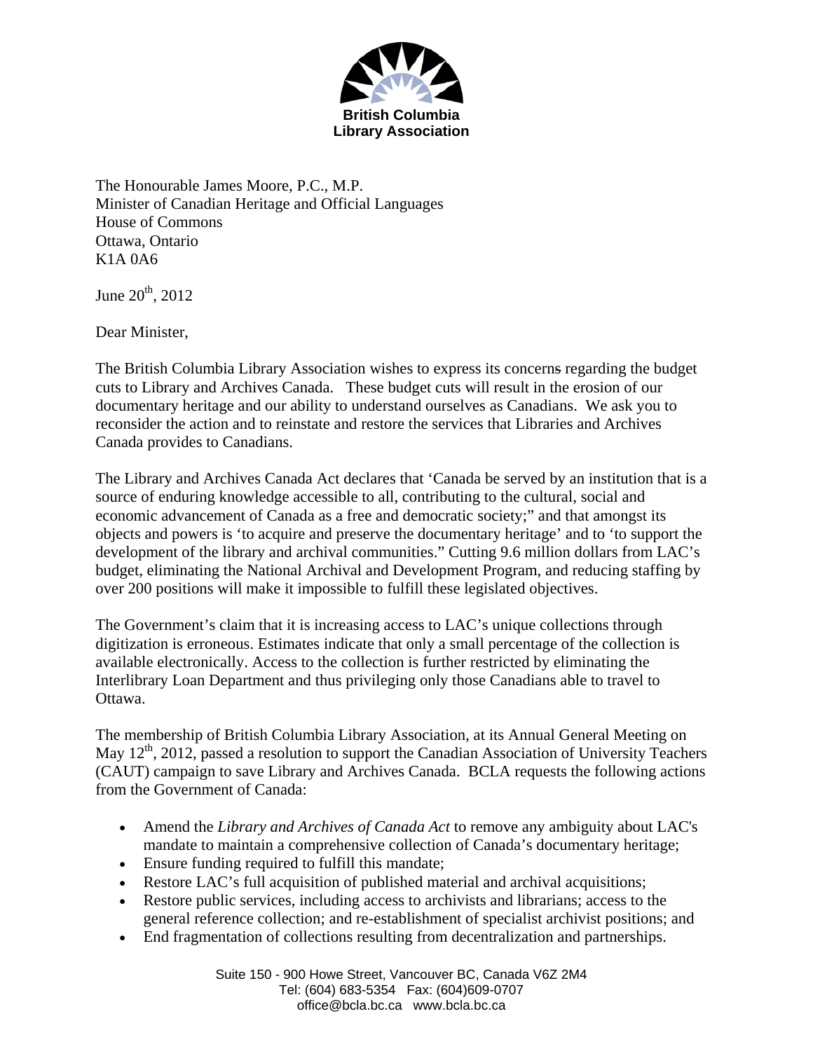**British Columbia Library Association**

The Honourable James Moore, P.C., M.P.
Minister of Canadian Heritage and Official Languages
House of Commons
Ottawa, Ontario
K1A 0A6

June 20th, 2012

Dear Minister,

The British Columbia Library Association wishes to express its concerns regarding the budget cuts to Library and Archives Canada. These budget cuts will result in the erosion of our documentary heritage and our ability to understand ourselves as Canadians. We ask you to reconsider the action and to reinstate and restore the services that Libraries and Archives Canada provides to Canadians.

The Library and Archives Canada Act declares that 'Canada be served by an institution that is a source of enduring knowledge accessible to all, contributing to the cultural, social and economic advancement of Canada as a free and democratic society;" and that amongst its objects and powers is 'to acquire and preserve the documentary heritage' and to 'to support the development of the library and archival communities." Cutting 9.6 million dollars from LAC's budget, eliminating the National Archival and Development Program, and reducing staffing by over 200 positions will make it impossible to fulfill these legislated objectives.

The Government's claim that it is increasing access to LAC's unique collections through digitization is erroneous. Estimates indicate that only a small percentage of the collection is available electronically. Access to the collection is further restricted by eliminating the Interlibrary Loan Department and thus privileging only those Canadians able to travel to Ottawa.

The membership of British Columbia Library Association, at its Annual General Meeting on May 12th, 2012, passed a resolution to support the Canadian Association of University Teachers (CAUT) campaign to save Library and Archives Canada. BCLA requests the following actions from the Government of Canada:

- Amend the *Library and Archives of Canada Act* to remove any ambiguity about LAC's mandate to maintain a comprehensive collection of Canada's documentary heritage;
- Ensure funding required to fulfill this mandate;
- Restore LAC's full acquisition of published material and archival acquisitions;
- Restore public services, including access to archivists and librarians; access to the general reference collection; and re-establishment of specialist archivist positions; and
- End fragmentation of collections resulting from decentralization and partnerships.

Suite 150 - 900 Howe Street, Vancouver BC, Canada V6Z 2M4
Tel: (604) 683-5354 Fax: (604)609-0707
office@bcla.bc.ca www.bcla.bc.ca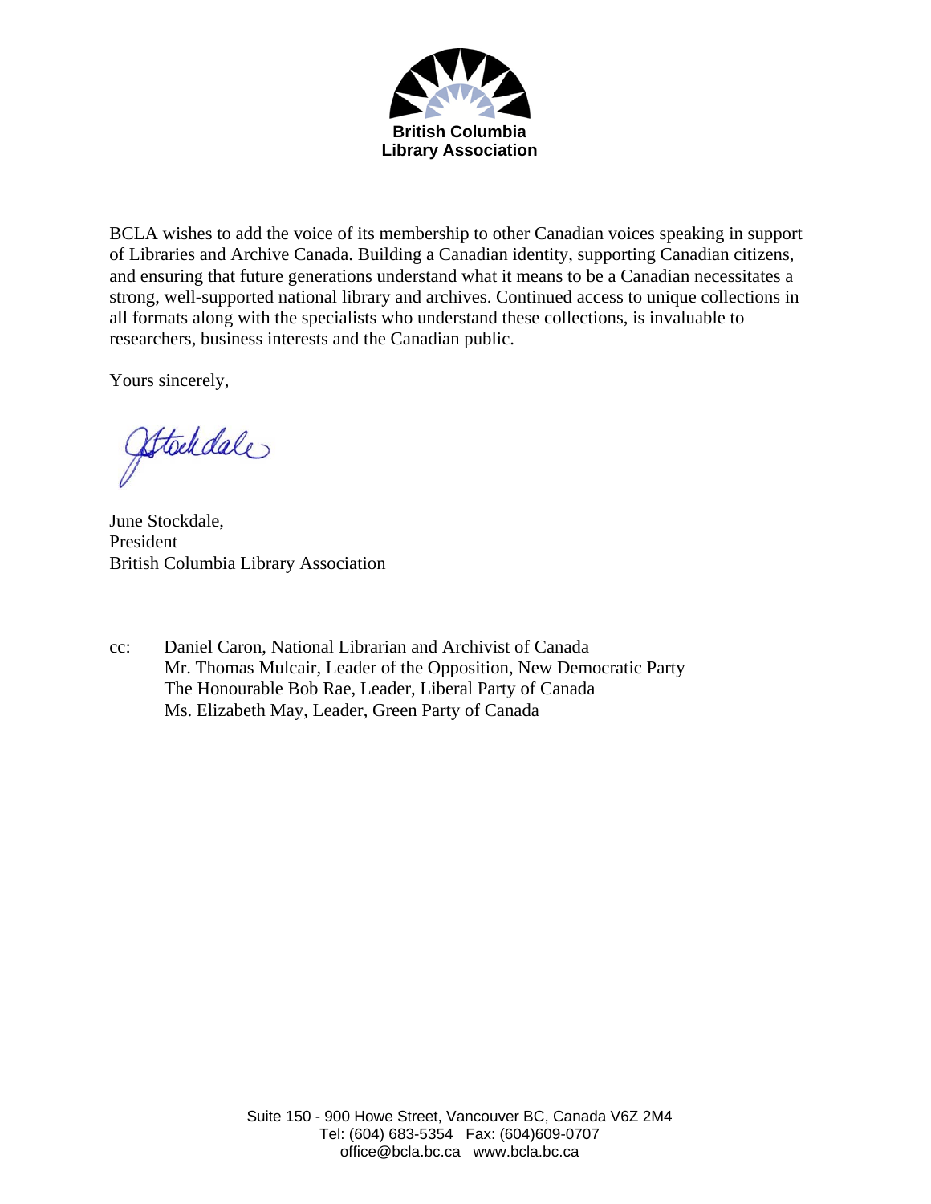**British Columbia Library Association**

BCLA wishes to add the voice of its membership to other Canadian voices speaking in support of Libraries and Archive Canada. Building a Canadian identity, supporting Canadian citizens, and ensuring that future generations understand what it means to be a Canadian necessitates a strong, well-supported national library and archives. Continued access to unique collections in all formats along with the specialists who understand these collections, is invaluable to researchers, business interests and the Canadian public.

Yours sincerely,

June Stockdale,
President
British Columbia Library Association

cc: Daniel Caron, National Librarian and Archivist of Canada
Mr. Thomas Mulcair, Leader of the Opposition, New Democratic Party
The Honourable Bob Rae, Leader, Liberal Party of Canada
Ms. Elizabeth May, Leader, Green Party of Canada

Suite 150 - 900 Howe Street, Vancouver BC, Canada V6Z 2M4
Tel: (604) 683-5354 Fax: (604)609-0707
office@bcla.bc.ca www.bcla.bc.ca